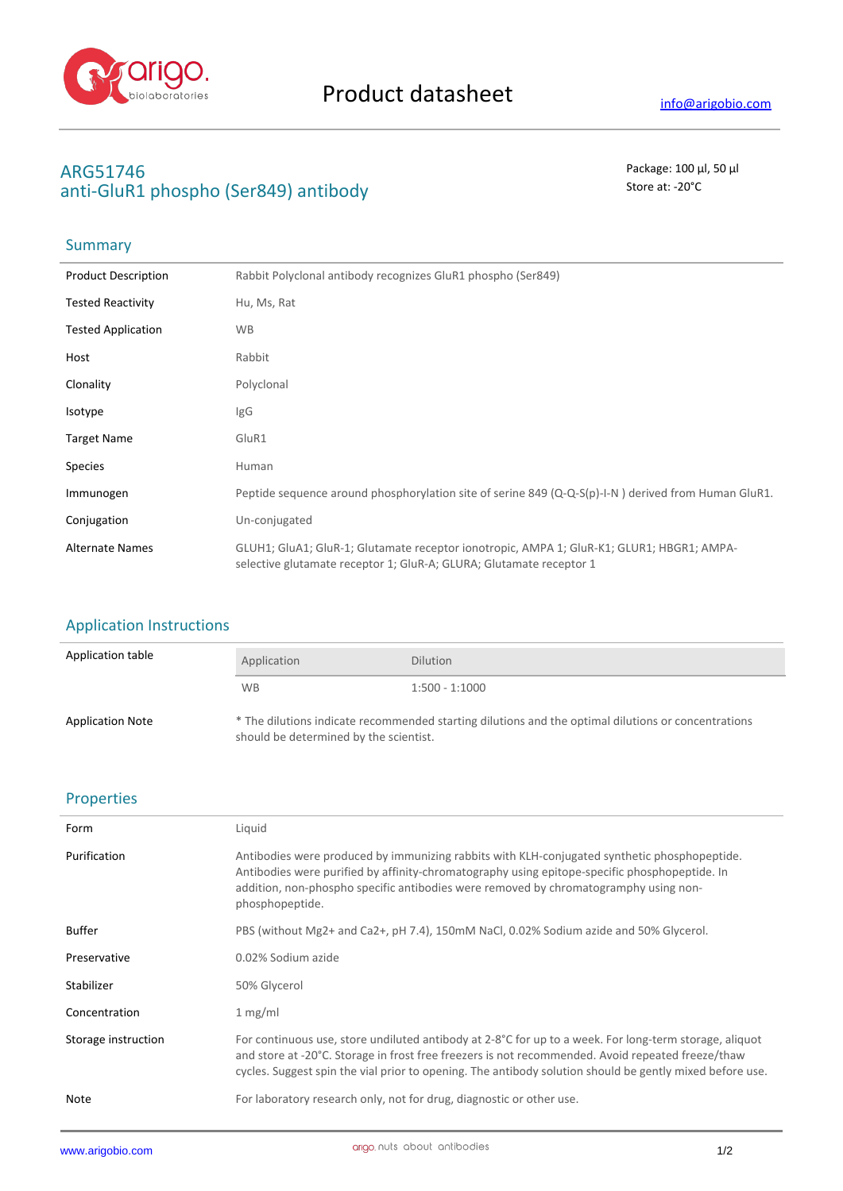# Product datasheet

info@arigobio.com

## ARG51746
## anti-GluR1 phospho (Ser849) antibody

Package: 100 μl, 50 μl
Store at: -20°C

## Summary

| | |
|---|---|
| Product Description | Rabbit Polyclonal antibody recognizes GluR1 phospho (Ser849) |
| Tested Reactivity | Hu, Ms, Rat |
| Tested Application | WB |
| Host | Rabbit |
| Clonality | Polyclonal |
| Isotype | IgG |
| Target Name | GluR1 |
| Species | Human |
| Immunogen | Peptide sequence around phosphorylation site of serine 849 (Q-Q-S(p)-I-N ) derived from Human GluR1. |
| Conjugation | Un-conjugated |
| Alternate Names | GLUH1; GluA1; GluR-1; Glutamate receptor ionotropic, AMPA 1; GluR-K1; GLUR1; HBGR1; AMPA-selective glutamate receptor 1; GluR-A; GLURA; Glutamate receptor 1 |

## Application Instructions

Application table

| Application | Dilution |
|---|---|
| WB | 1:500 - 1:1000 |

Application Note: * The dilutions indicate recommended starting dilutions and the optimal dilutions or concentrations should be determined by the scientist.

## Properties

| | |
|---|---|
| Form | Liquid |
| Purification | Antibodies were produced by immunizing rabbits with KLH-conjugated synthetic phosphopeptide. Antibodies were purified by affinity-chromatography using epitope-specific phosphopeptide. In addition, non-phospho specific antibodies were removed by chromatogramphy using non-phosphopeptide. |
| Buffer | PBS (without Mg2+ and Ca2+, pH 7.4), 150mM NaCl, 0.02% Sodium azide and 50% Glycerol. |
| Preservative | 0.02% Sodium azide |
| Stabilizer | 50% Glycerol |
| Concentration | 1 mg/ml |
| Storage instruction | For continuous use, store undiluted antibody at 2-8°C for up to a week. For long-term storage, aliquot and store at -20°C. Storage in frost free freezers is not recommended. Avoid repeated freeze/thaw cycles. Suggest spin the vial prior to opening. The antibody solution should be gently mixed before use. |
| Note | For laboratory research only, not for drug, diagnostic or other use. |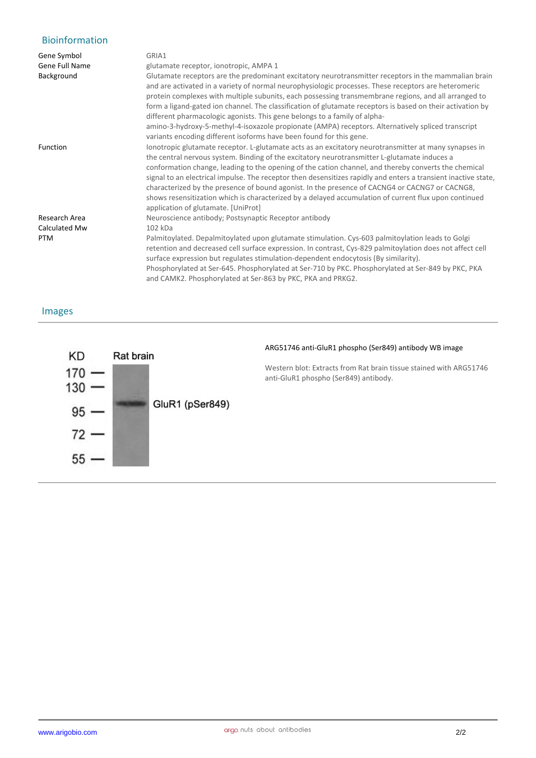## Bioinformation

| | |
|---|---|
| Gene Symbol | GRIA1 |
| Gene Full Name | glutamate receptor, ionotropic, AMPA 1 |
| Background | Glutamate receptors are the predominant excitatory neurotransmitter receptors in the mammalian brain and are activated in a variety of normal neurophysiologic processes. These receptors are heteromeric protein complexes with multiple subunits, each possessing transmembrane regions, and all arranged to form a ligand-gated ion channel. The classification of glutamate receptors is based on their activation by different pharmacologic agonists. This gene belongs to a family of alpha-amino-3-hydroxy-5-methyl-4-isoxazole propionate (AMPA) receptors. Alternatively spliced transcript variants encoding different isoforms have been found for this gene. |
| Function | Ionotropic glutamate receptor. L-glutamate acts as an excitatory neurotransmitter at many synapses in the central nervous system. Binding of the excitatory neurotransmitter L-glutamate induces a conformation change, leading to the opening of the cation channel, and thereby converts the chemical signal to an electrical impulse. The receptor then desensitizes rapidly and enters a transient inactive state, characterized by the presence of bound agonist. In the presence of CACNG4 or CACNG7 or CACNG8, shows resensitization which is characterized by a delayed accumulation of current flux upon continued application of glutamate. [UniProt] |
| Research Area | Neuroscience antibody; Postsynaptic Receptor antibody |
| Calculated Mw | 102 kDa |
| PTM | Palmitoylated. Depalmitoylated upon glutamate stimulation. Cys-603 palmitoylation leads to Golgi retention and decreased cell surface expression. In contrast, Cys-829 palmitoylation does not affect cell surface expression but regulates stimulation-dependent endocytosis (By similarity). Phosphorylated at Ser-645. Phosphorylated at Ser-710 by PKC. Phosphorylated at Ser-849 by PKC, PKA and CAMK2. Phosphorylated at Ser-863 by PKC, PKA and PRKG2. |

## Images

KD
Rat brain
170
130
95
72
55
GluR1 (pSer849)

ARG51746 anti-GluR1 phospho (Ser849) antibody WB image

Western blot: Extracts from Rat brain tissue stained with ARG51746 anti-GluR1 phospho (Ser849) antibody.